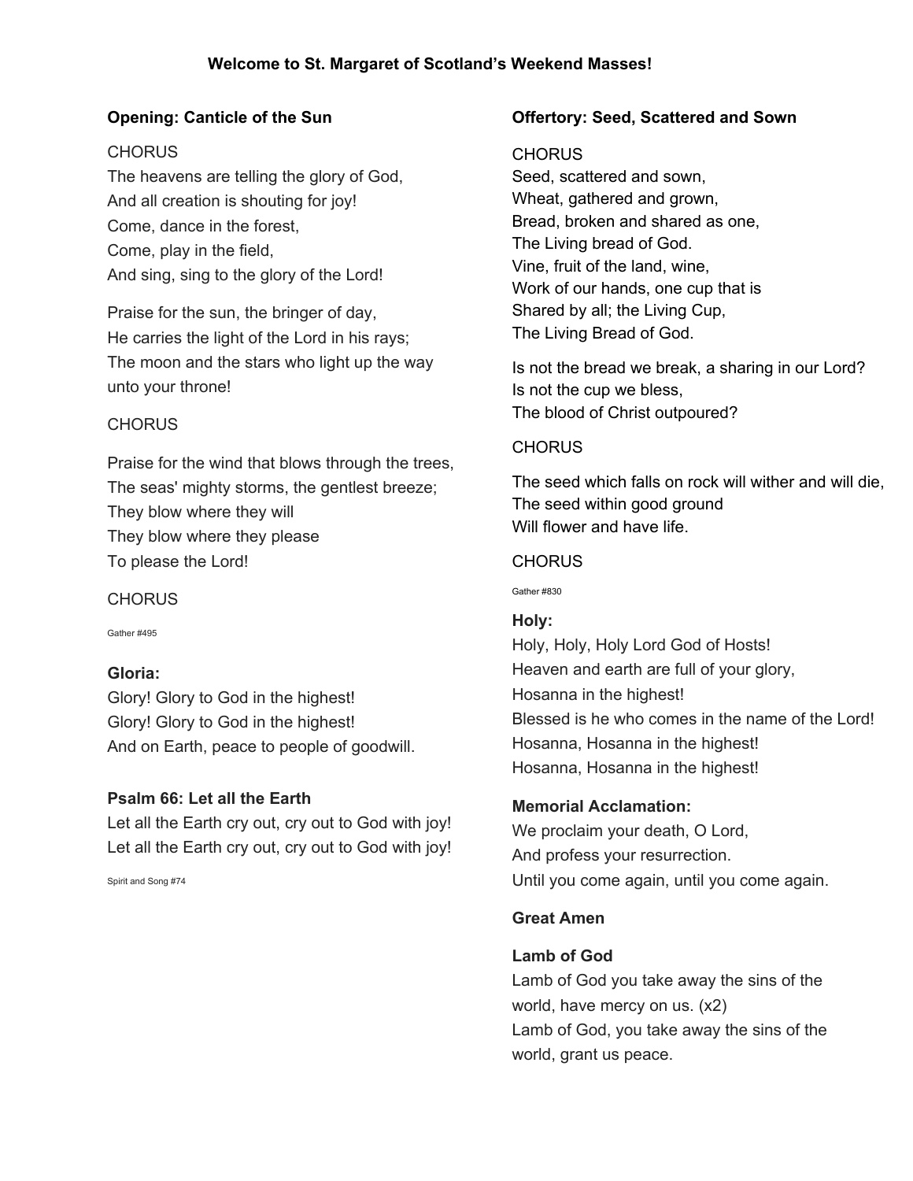# Welcome to St. Margaret of Scotland's Weekend Masses!

**Opening: Canticle of the Sun**

CHORUS
The heavens are telling the glory of God,
And all creation is shouting for joy!
Come, dance in the forest,
Come, play in the field,
And sing, sing to the glory of the Lord!

Praise for the sun, the bringer of day,
He carries the light of the Lord in his rays;
The moon and the stars who light up the way
unto your throne!

CHORUS

Praise for the wind that blows through the trees,
The seas' mighty storms, the gentlest breeze;
They blow where they will
They blow where they please
To please the Lord!

CHORUS

Gather #495

**Gloria:**
Glory! Glory to God in the highest!
Glory! Glory to God in the highest!
And on Earth, peace to people of goodwill.

**Psalm 66: Let all the Earth**
Let all the Earth cry out, cry out to God with joy!
Let all the Earth cry out, cry out to God with joy!

Spirit and Song #74

**Offertory: Seed, Scattered and Sown**

CHORUS
Seed, scattered and sown,
Wheat, gathered and grown,
Bread, broken and shared as one,
The Living bread of God.
Vine, fruit of the land, wine,
Work of our hands, one cup that is
Shared by all; the Living Cup,
The Living Bread of God.

Is not the bread we break, a sharing in our Lord?
Is not the cup we bless,
The blood of Christ outpoured?

CHORUS

The seed which falls on rock will wither and will die,
The seed within good ground
Will flower and have life.

CHORUS

Gather #830

**Holy:**
Holy, Holy, Holy Lord God of Hosts!
Heaven and earth are full of your glory,
Hosanna in the highest!
Blessed is he who comes in the name of the Lord!
Hosanna, Hosanna in the highest!
Hosanna, Hosanna in the highest!

**Memorial Acclamation:**
We proclaim your death, O Lord,
And profess your resurrection.
Until you come again, until you come again.

**Great Amen**

**Lamb of God**
Lamb of God you take away the sins of the world, have mercy on us. (x2)
Lamb of God, you take away the sins of the world, grant us peace.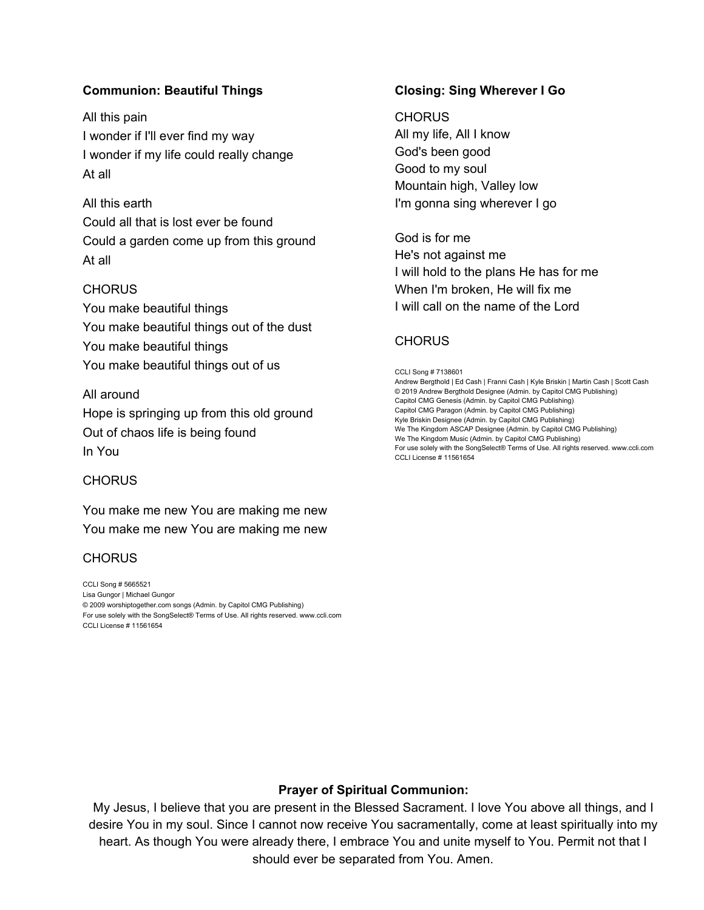**Communion: Beautiful Things**

All this pain
I wonder if I'll ever find my way
I wonder if my life could really change
At all

All this earth
Could all that is lost ever be found
Could a garden come up from this ground
At all

CHORUS
You make beautiful things
You make beautiful things out of the dust
You make beautiful things
You make beautiful things out of us

All around
Hope is springing up from this old ground
Out of chaos life is being found
In You

CHORUS

You make me new You are making me new
You make me new You are making me new

CHORUS

CCLI Song # 5665521
Lisa Gungor | Michael Gungor
© 2009 worshiptogether.com songs (Admin. by Capitol CMG Publishing)
For use solely with the SongSelect® Terms of Use. All rights reserved. www.ccli.com
CCLI License # 11561654

**Closing: Sing Wherever I Go**

CHORUS
All my life, All I know
God's been good
Good to my soul
Mountain high, Valley low
I'm gonna sing wherever I go

God is for me
He's not against me
I will hold to the plans He has for me
When I'm broken, He will fix me
I will call on the name of the Lord

CHORUS

CCLI Song # 7138601
Andrew Bergthold | Ed Cash | Franni Cash | Kyle Briskin | Martin Cash | Scott Cash
© 2019 Andrew Bergthold Designee (Admin. by Capitol CMG Publishing)
Capitol CMG Genesis (Admin. by Capitol CMG Publishing)
Capitol CMG Paragon (Admin. by Capitol CMG Publishing)
Kyle Briskin Designee (Admin. by Capitol CMG Publishing)
We The Kingdom ASCAP Designee (Admin. by Capitol CMG Publishing)
We The Kingdom Music (Admin. by Capitol CMG Publishing)
For use solely with the SongSelect® Terms of Use. All rights reserved. www.ccli.com
CCLI License # 11561654

**Prayer of Spiritual Communion:**

My Jesus, I believe that you are present in the Blessed Sacrament. I love You above all things, and I desire You in my soul. Since I cannot now receive You sacramentally, come at least spiritually into my heart. As though You were already there, I embrace You and unite myself to You. Permit not that I should ever be separated from You. Amen.